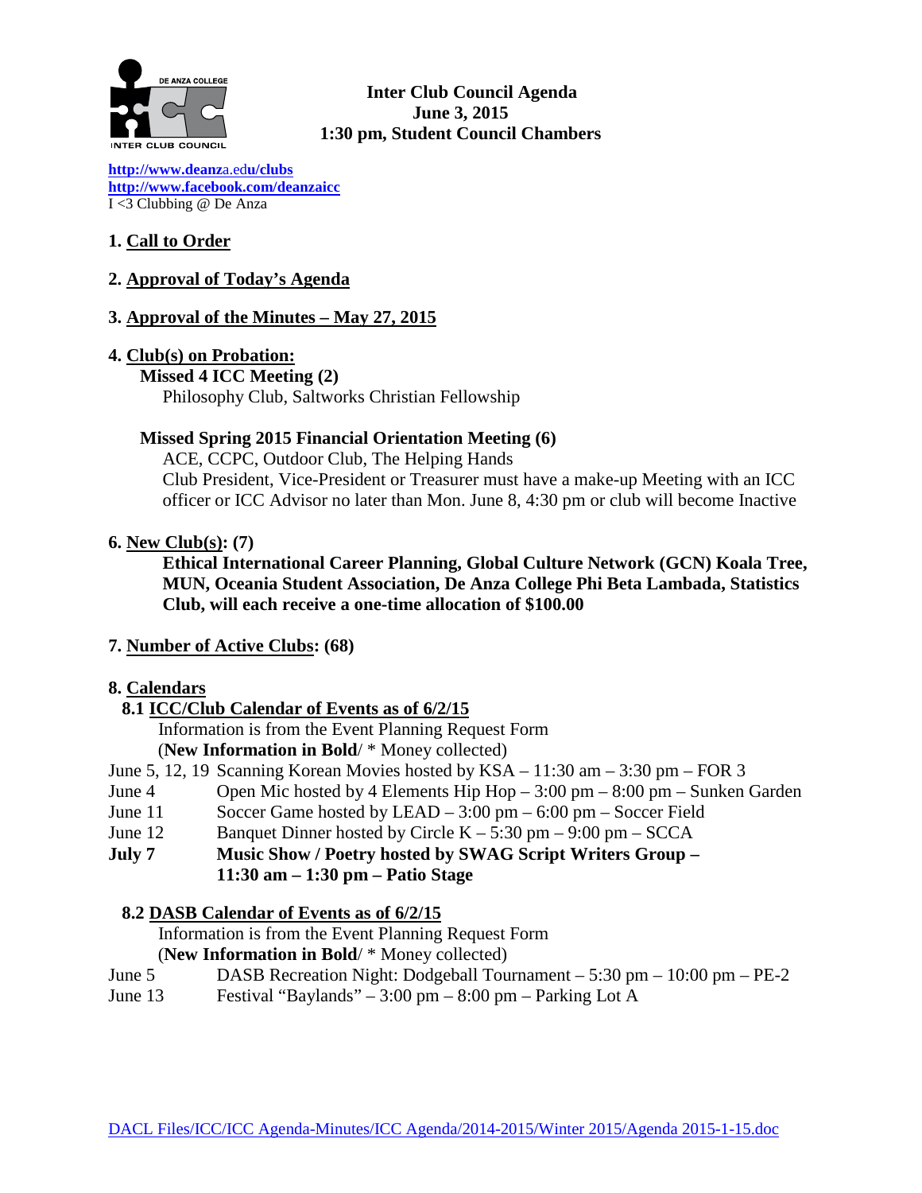**Inter Club Council Agenda**
**June 3, 2015**
**1:30 pm, Student Council Chambers**

http://www.deanza.edu/clubs
http://www.facebook.com/deanzaicc
I <3 Clubbing @ De Anza

## 1. Call to Order

## 2. Approval of Today's Agenda

## 3. Approval of the Minutes – May 27, 2015

## 4. Club(s) on Probation:

**Missed 4 ICC Meeting (2)**
Philosophy Club, Saltworks Christian Fellowship

**Missed Spring 2015 Financial Orientation Meeting (6)**
ACE, CCPC, Outdoor Club, The Helping Hands
Club President, Vice-President or Treasurer must have a make-up Meeting with an ICC officer or ICC Advisor no later than Mon. June 8, 4:30 pm or club will become Inactive

## 6. New Club(s): (7)

**Ethical International Career Planning, Global Culture Network (GCN) Koala Tree, MUN, Oceania Student Association, De Anza College Phi Beta Lambada, Statistics Club, will each receive a one-time allocation of $100.00**

## 7. Number of Active Clubs: (68)

## 8. Calendars

### 8.1 ICC/Club Calendar of Events as of 6/2/15

Information is from the Event Planning Request Form
(**New Information in Bold**/ * Money collected)

June 5, 12, 19 Scanning Korean Movies hosted by KSA – 11:30 am – 3:30 pm – FOR 3
June 4 Open Mic hosted by 4 Elements Hip Hop – 3:00 pm – 8:00 pm – Sunken Garden
June 11 Soccer Game hosted by LEAD – 3:00 pm – 6:00 pm – Soccer Field
June 12 Banquet Dinner hosted by Circle K – 5:30 pm – 9:00 pm – SCCA
**July 7 Music Show / Poetry hosted by SWAG Script Writers Group – 11:30 am – 1:30 pm – Patio Stage**

### 8.2 DASB Calendar of Events as of 6/2/15

Information is from the Event Planning Request Form
(**New Information in Bold**/ * Money collected)

June 5 DASB Recreation Night: Dodgeball Tournament – 5:30 pm – 10:00 pm – PE-2
June 13 Festival "Baylands" – 3:00 pm – 8:00 pm – Parking Lot A

DACL Files/ICC/ICC Agenda-Minutes/ICC Agenda/2014-2015/Winter 2015/Agenda 2015-1-15.doc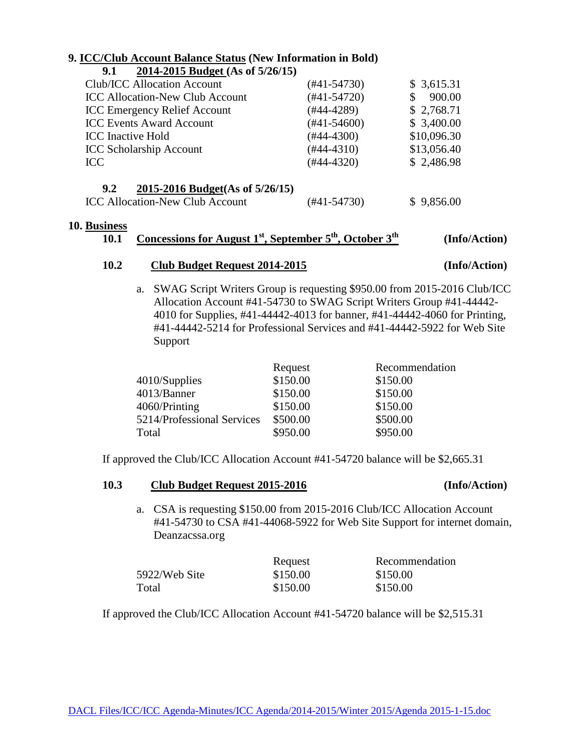## 9. ICC/Club Account Balance Status (New Information in Bold)

### 9.1 2014-2015 Budget (As of 5/26/15)

| | | |
|---|---|---|
| Club/ICC Allocation Account | (#41-54730) | $ 3,615.31 |
| ICC Allocation-New Club Account | (#41-54720) | $ 900.00 |
| ICC Emergency Relief Account | (#44-4289) | $ 2,768.71 |
| ICC Events Award Account | (#41-54600) | $ 3,400.00 |
| ICC Inactive Hold | (#44-4300) | $10,096.30 |
| ICC Scholarship Account | (#44-4310) | $13,056.40 |
| ICC | (#44-4320) | $ 2,486.98 |

### 9.2 2015-2016 Budget(As of 5/26/15)

| | | |
|---|---|---|
| ICC Allocation-New Club Account | (#41-54730) | $ 9,856.00 |

## 10. Business

### 10.1 Concessions for August 1st, September 5th, October 3th (Info/Action)

### 10.2 Club Budget Request 2014-2015 (Info/Action)

a. SWAG Script Writers Group is requesting $950.00 from 2015-2016 Club/ICC Allocation Account #41-54730 to SWAG Script Writers Group #41-44442-4010 for Supplies, #41-44442-4013 for banner, #41-44442-4060 for Printing, #41-44442-5214 for Professional Services and #41-44442-5922 for Web Site Support

| | Request | Recommendation |
|---|---|---|
| 4010/Supplies | $150.00 | $150.00 |
| 4013/Banner | $150.00 | $150.00 |
| 4060/Printing | $150.00 | $150.00 |
| 5214/Professional Services | $500.00 | $500.00 |
| Total | $950.00 | $950.00 |

If approved the Club/ICC Allocation Account #41-54720 balance will be $2,665.31

### 10.3 Club Budget Request 2015-2016 (Info/Action)

a. CSA is requesting $150.00 from 2015-2016 Club/ICC Allocation Account #41-54730 to CSA #41-44068-5922 for Web Site Support for internet domain, Deanzacssa.org

| | Request | Recommendation |
|---|---|---|
| 5922/Web Site | $150.00 | $150.00 |
| Total | $150.00 | $150.00 |

If approved the Club/ICC Allocation Account #41-54720 balance will be $2,515.31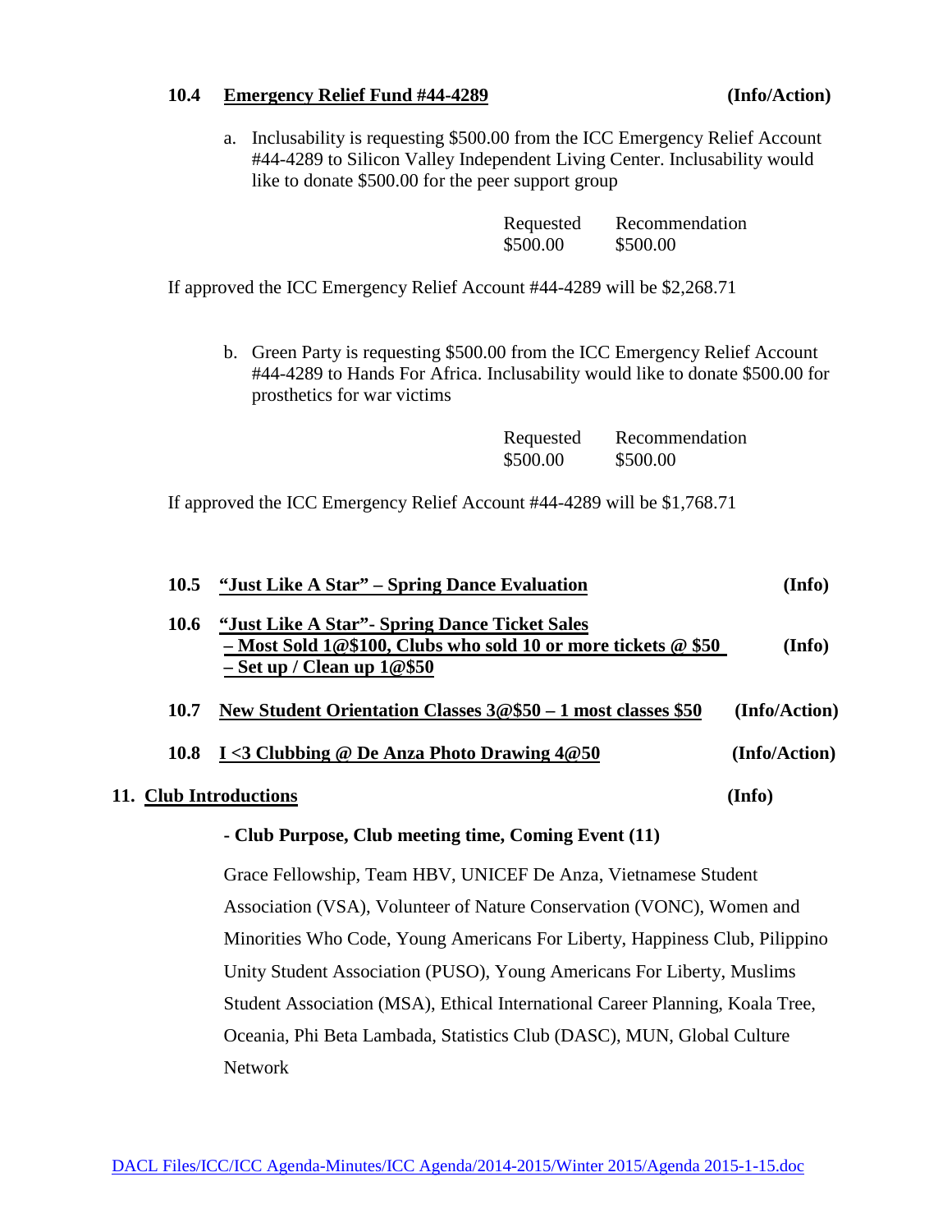**10.4 Emergency Relief Fund #44-4289 (Info/Action)**

a. Inclusability is requesting $500.00 from the ICC Emergency Relief Account #44-4289 to Silicon Valley Independent Living Center. Inclusability would like to donate $500.00 for the peer support group

| Requested | Recommendation |
|---|---|
| $500.00 | $500.00 |

If approved the ICC Emergency Relief Account #44-4289 will be $2,268.71

b. Green Party is requesting $500.00 from the ICC Emergency Relief Account #44-4289 to Hands For Africa. Inclusability would like to donate $500.00 for prosthetics for war victims

| Requested | Recommendation |
|---|---|
| $500.00 | $500.00 |

If approved the ICC Emergency Relief Account #44-4289 will be $1,768.71

**10.5 "Just Like A Star" – Spring Dance Evaluation (Info)**

**10.6 "Just Like A Star"- Spring Dance Ticket Sales – Most Sold 1@$100, Clubs who sold 10 or more tickets @ $50 – Set up / Clean up 1@$50 (Info)**

**10.7 New Student Orientation Classes 3@$50 – 1 most classes $50 (Info/Action)**

**10.8 I <3 Clubbing @ De Anza Photo Drawing 4@50 (Info/Action)**

## 11. Club Introductions (Info)

**- Club Purpose, Club meeting time, Coming Event (11)**

Grace Fellowship, Team HBV, UNICEF De Anza, Vietnamese Student Association (VSA), Volunteer of Nature Conservation (VONC), Women and Minorities Who Code, Young Americans For Liberty, Happiness Club, Pilippino Unity Student Association (PUSO), Young Americans For Liberty, Muslims Student Association (MSA), Ethical International Career Planning, Koala Tree, Oceania, Phi Beta Lambada, Statistics Club (DASC), MUN, Global Culture Network

DACL Files/ICC/ICC Agenda-Minutes/ICC Agenda/2014-2015/Winter 2015/Agenda 2015-1-15.doc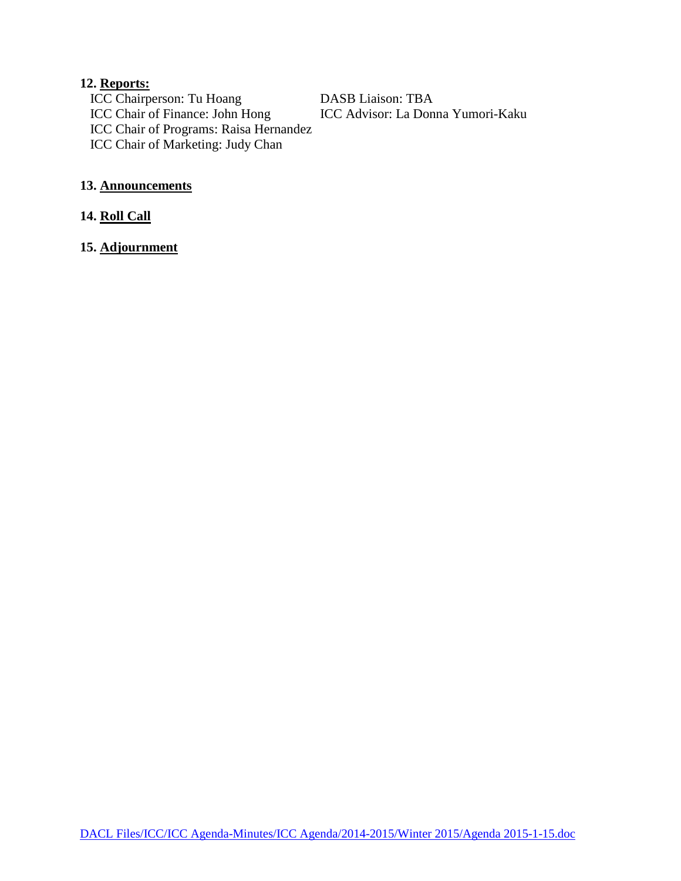**12. Reports:**

ICC Chairperson: Tu Hoang
ICC Chair of Finance: John Hong
ICC Chair of Programs: Raisa Hernandez
ICC Chair of Marketing: Judy Chan
DASB Liaison: TBA
ICC Advisor: La Donna Yumori-Kaku

**13. Announcements**

**14. Roll Call**

**15. Adjournment**

DACL Files/ICC/ICC Agenda-Minutes/ICC Agenda/2014-2015/Winter 2015/Agenda 2015-1-15.doc